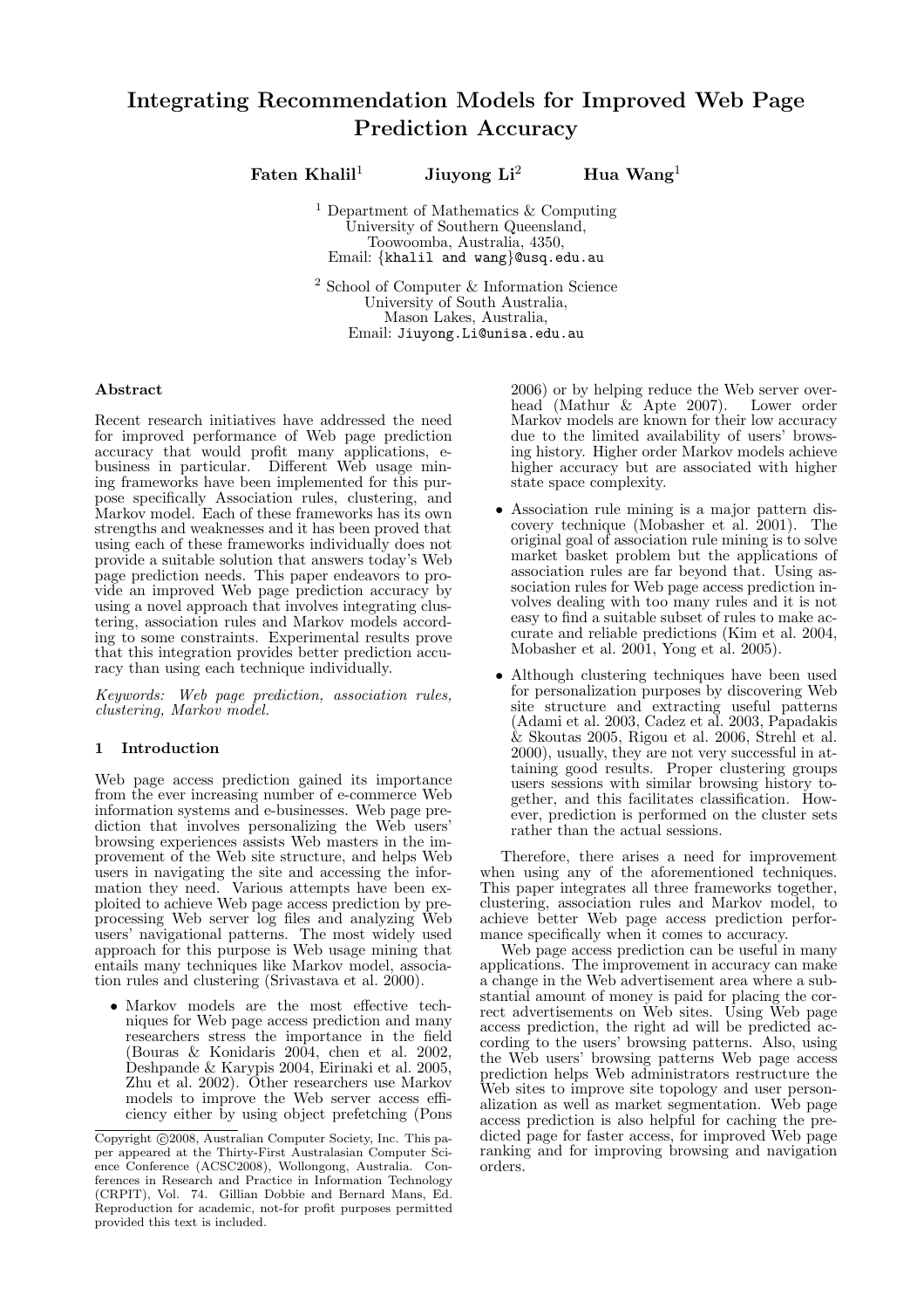# Integrating Recommendation Models for Improved Web Page Prediction Accuracy

**Faten Khalil**[1] **Jiuyong Li**[2] **Hua Wang**[1]

[1] Department of Mathematics & Computing
University of Southern Queensland,
Toowoomba, Australia, 4350,
Email: {khalil and wang}@usq.edu.au

[2] School of Computer & Information Science
University of South Australia,
Mason Lakes, Australia,
Email: Jiuyong.Li@unisa.edu.au

## Abstract

Recent research initiatives have addressed the need for improved performance of Web page prediction accuracy that would profit many applications, e-business in particular. Different Web usage mining frameworks have been implemented for this purpose specifically Association rules, clustering, and Markov model. Each of these frameworks has its own strengths and weaknesses and it has been proved that using each of these frameworks individually does not provide a suitable solution that answers today's Web page prediction needs. This paper endeavors to provide an improved Web page prediction accuracy by using a novel approach that involves integrating clustering, association rules and Markov models according to some constraints. Experimental results prove that this integration provides better prediction accuracy than using each technique individually.

*Keywords: Web page prediction, association rules, clustering, Markov model.*

## 1 Introduction

Web page access prediction gained its importance from the ever increasing number of e-commerce Web information systems and e-businesses. Web page prediction that involves personalizing the Web users' browsing experiences assists Web masters in the improvement of the Web site structure, and helps Web users in navigating the site and accessing the information they need. Various attempts have been exploited to achieve Web page access prediction by preprocessing Web server log files and analyzing Web users' navigational patterns. The most widely used approach for this purpose is Web usage mining that entails many techniques like Markov model, association rules and clustering (Srivastava et al. 2000).

- Markov models are the most effective techniques for Web page access prediction and many researchers stress the importance in the field (Bouras & Konidaris 2004, chen et al. 2002, Deshpande & Karypis 2004, Eirinaki et al. 2005, Zhu et al. 2002). Other researchers use Markov models to improve the Web server access efficiency either by using object prefetching (Pons 2006) or by helping reduce the Web server overhead (Mathur & Apte 2007). Lower order Markov models are known for their low accuracy due to the limited availability of users' browsing history. Higher order Markov models achieve higher accuracy but are associated with higher state space complexity.
- Association rule mining is a major pattern discovery technique (Mobasher et al. 2001). The original goal of association rule mining is to solve market basket problem but the applications of association rules are far beyond that. Using association rules for Web page access prediction involves dealing with too many rules and it is not easy to find a suitable subset of rules to make accurate and reliable predictions (Kim et al. 2004, Mobasher et al. 2001, Yong et al. 2005).
- Although clustering techniques have been used for personalization purposes by discovering Web site structure and extracting useful patterns (Adami et al. 2003, Cadez et al. 2003, Papadakis & Skoutas 2005, Rigou et al. 2006, Strehl et al. 2000), usually, they are not very successful in attaining good results. Proper clustering groups users sessions with similar browsing history together, and this facilitates classification. However, prediction is performed on the cluster sets rather than the actual sessions.

Therefore, there arises a need for improvement when using any of the aforementioned techniques. This paper integrates all three frameworks together, clustering, association rules and Markov model, to achieve better Web page access prediction performance specifically when it comes to accuracy.

Web page access prediction can be useful in many applications. The improvement in accuracy can make a change in the Web advertisement area where a substantial amount of money is paid for placing the correct advertisements on Web sites. Using Web page access prediction, the right ad will be predicted according to the users' browsing patterns. Also, using the Web users' browsing patterns Web page access prediction helps Web administrators restructure the Web sites to improve site topology and user personalization as well as market segmentation. Web page access prediction is also helpful for caching the predicted page for faster access, for improved Web page ranking and for improving browsing and navigation orders.

Copyright ©2008, Australian Computer Society, Inc. This paper appeared at the Thirty-First Australasian Computer Science Conference (ACSC2008), Wollongong, Australia. Conferences in Research and Practice in Information Technology (CRPIT), Vol. 74. Gillian Dobbie and Bernard Mans, Ed. Reproduction for academic, not-for profit purposes permitted provided this text is included.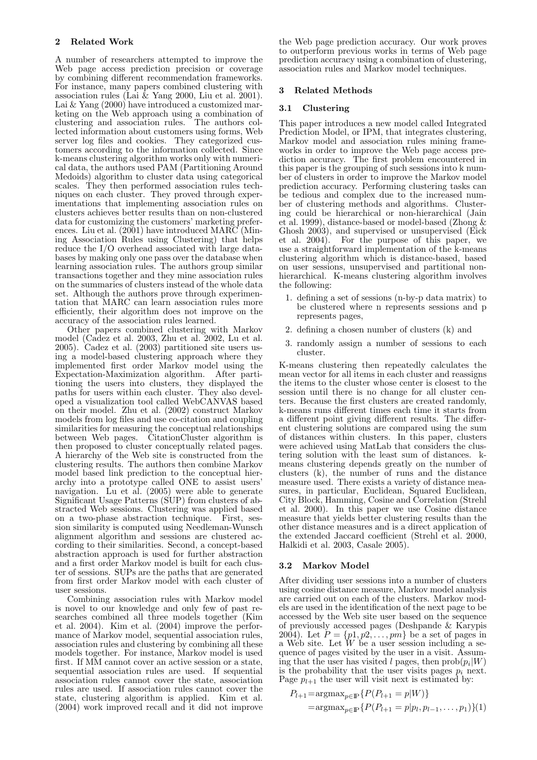## 2 Related Work

A number of researchers attempted to improve the Web page access prediction precision or coverage by combining different recommendation frameworks. For instance, many papers combined clustering with association rules (Lai & Yang 2000, Liu et al. 2001). Lai & Yang (2000) have introduced a customized marketing on the Web approach using a combination of clustering and association rules. The authors collected information about customers using forms, Web server log files and cookies. They categorized customers according to the information collected. Since k-means clustering algorithm works only with numerical data, the authors used PAM (Partitioning Around Medoids) algorithm to cluster data using categorical scales. They then performed association rules techniques on each cluster. They proved through experimentations that implementing association rules on clusters achieves better results than on non-clustered data for customizing the customers' marketing preferences. Liu et al. (2001) have introduced MARC (Mining Association Rules using Clustering) that helps reduce the I/O overhead associated with large databases by making only one pass over the database when learning association rules. The authors group similar transactions together and they mine association rules on the summaries of clusters instead of the whole data set. Although the authors prove through experimentation that MARC can learn association rules more efficiently, their algorithm does not improve on the accuracy of the association rules learned.

Other papers combined clustering with Markov model (Cadez et al. 2003, Zhu et al. 2002, Lu et al. 2005). Cadez et al. (2003) partitioned site users using a model-based clustering approach where they implemented first order Markov model using the Expectation-Maximization algorithm. After partitioning the users into clusters, they displayed the paths for users within each cluster. They also developed a visualization tool called WebCANVAS based on their model. Zhu et al. (2002) construct Markov models from log files and use co-citation and coupling similarities for measuring the conceptual relationships between Web pages. CitationCluster algorithm is then proposed to cluster conceptually related pages. A hierarchy of the Web site is constructed from the clustering results. The authors then combine Markov model based link prediction to the conceptual hierarchy into a prototype called ONE to assist users' navigation. Lu et al. (2005) were able to generate Significant Usage Patterns (SUP) from clusters of abstracted Web sessions. Clustering was applied based on a two-phase abstraction technique. First, session similarity is computed using Needleman-Wunsch alignment algorithm and sessions are clustered according to their similarities. Second, a concept-based abstraction approach is used for further abstraction and a first order Markov model is built for each cluster of sessions. SUPs are the paths that are generated from first order Markov model with each cluster of user sessions.

Combining association rules with Markov model is novel to our knowledge and only few of past researches combined all three models together (Kim et al. 2004). Kim et al. (2004) improve the performance of Markov model, sequential association rules, association rules and clustering by combining all these models together. For instance, Markov model is used first. If MM cannot cover an active session or a state, sequential association rules are used. If sequential association rules cannot cover the state, association rules are used. If association rules cannot cover the state, clustering algorithm is applied. Kim et al. (2004) work improved recall and it did not improve the Web page prediction accuracy. Our work proves to outperform previous works in terms of Web page prediction accuracy using a combination of clustering, association rules and Markov model techniques.

## 3 Related Methods

### 3.1 Clustering

This paper introduces a new model called Integrated Prediction Model, or IPM, that integrates clustering, Markov model and association rules mining frameworks in order to improve the Web page access prediction accuracy. The first problem encountered in this paper is the grouping of such sessions into k number of clusters in order to improve the Markov model prediction accuracy. Performing clustering tasks can be tedious and complex due to the increased number of clustering methods and algorithms. Clustering could be hierarchical or non-hierarchical (Jain et al. 1999), distance-based or model-based (Zhong & Ghosh 2003), and supervised or unsupervised (Eick et al. 2004). For the purpose of this paper, we use a straightforward implementation of the k-means clustering algorithm which is distance-based, based on user sessions, unsupervised and partitional non-hierarchical. K-means clustering algorithm involves the following:

1. defining a set of sessions (n-by-p data matrix) to be clustered where n represents sessions and p represents pages,
2. defining a chosen number of clusters (k) and
3. randomly assign a number of sessions to each cluster.

K-means clustering then repeatedly calculates the mean vector for all items in each cluster and reassigns the items to the cluster whose center is closest to the session until there is no change for all cluster centers. Because the first clusters are created randomly, k-means runs different times each time it starts from a different point giving different results. The different clustering solutions are compared using the sum of distances within clusters. In this paper, clusters were achieved using MatLab that considers the clustering solution with the least sum of distances. k-means clustering depends greatly on the number of clusters (k), the number of runs and the distance measure used. There exists a variety of distance measures, in particular, Euclidean, Squared Euclidean, City Block, Hamming, Cosine and Correlation (Strehl et al. 2000). In this paper we use Cosine distance measure that yields better clustering results than the other distance measures and is a direct application of the extended Jaccard coefficient (Strehl et al. 2000, Halkidi et al. 2003, Casale 2005).

### 3.2 Markov Model

After dividing user sessions into a number of clusters using cosine distance measure, Markov model analysis are carried out on each of the clusters. Markov models are used in the identification of the next page to be accessed by the Web site user based on the sequence of previously accessed pages (Deshpande & Karypis 2004). Let $P = \{p1, p2, \ldots, pm\}$ be a set of pages in a Web site. Let $W$ be a user session including a sequence of pages visited by the user in a visit. Assuming that the user has visited $l$ pages, then $\text{prob}(p_i|W)$ is the probability that the user visits pages $p_i$ next. Page $p_{l+1}$ the user will visit next is estimated by:

$$
\begin{aligned}
P_{l+1} &= \text{argmax}_{p \in \mathbb{P}}\{P(P_{l+1} = p|W)\} \\
&= \text{argmax}_{p \in \mathbb{P}}\{P(P_{l+1} = p|p_l, p_{l-1}, \ldots, p_1)\} \quad (1)
\end{aligned}
$$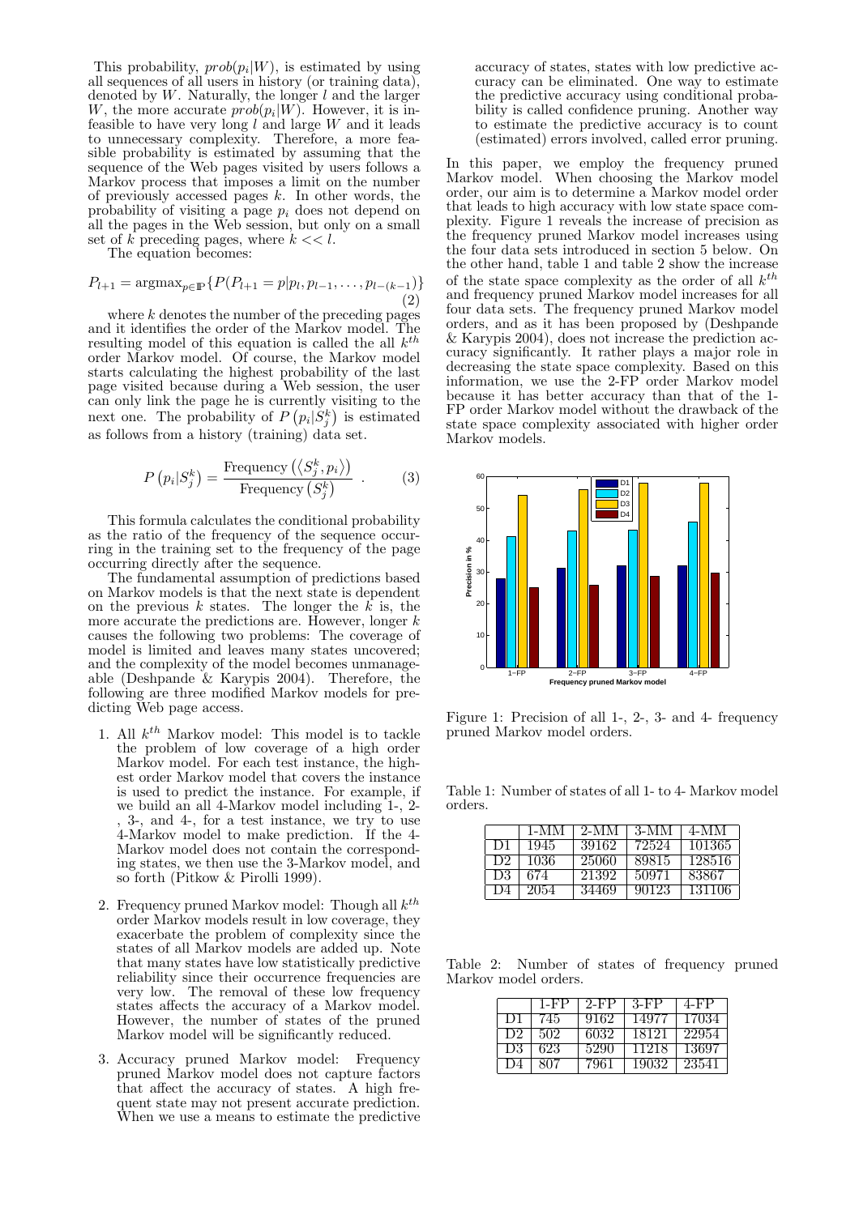This probability, $prob(p_i|W)$, is estimated by using all sequences of all users in history (or training data), denoted by $W$. Naturally, the longer $l$ and the larger $W$, the more accurate $prob(p_i|W)$. However, it is infeasible to have very long $l$ and large $W$ and it leads to unnecessary complexity. Therefore, a more feasible probability is estimated by assuming that the sequence of the Web pages visited by users follows a Markov process that imposes a limit on the number of previously accessed pages $k$. In other words, the probability of visiting a page $p_i$ does not depend on all the pages in the Web session, but only on a small set of $k$ preceding pages, where $k << l$.

The equation becomes:

$$P_{l+1} = \text{argmax}_{p \in \mathbb{P}} \{P(P_{l+1} = p | p_l, p_{l-1}, \ldots, p_{l-(k-1)}\} \tag{2}$$

where $k$ denotes the number of the preceding pages and it identifies the order of the Markov model. The resulting model of this equation is called the all $k^{th}$ order Markov model. Of course, the Markov model starts calculating the highest probability of the last page visited because during a Web session, the user can only link the page he is currently visiting to the next one. The probability of $P\left(p_i|S_j^k\right)$ is estimated as follows from a history (training) data set.

$$P\left(p_i|S_j^k\right) = \frac{\text{Frequency}\left(\langle S_j^k, p_i \rangle\right)}{\text{Frequency}\left(S_j^k\right)} \ . \tag{3}$$

This formula calculates the conditional probability as the ratio of the frequency of the sequence occurring in the training set to the frequency of the page occurring directly after the sequence.

The fundamental assumption of predictions based on Markov models is that the next state is dependent on the previous $k$ states. The longer the $k$ is, the more accurate the predictions are. However, longer $k$ causes the following two problems: The coverage of model is limited and leaves many states uncovered; and the complexity of the model becomes unmanageable (Deshpande & Karypis 2004). Therefore, the following are three modified Markov models for predicting Web page access.

1. All $k^{th}$ Markov model: This model is to tackle the problem of low coverage of a high order Markov model. For each test instance, the highest order Markov model that covers the instance is used to predict the instance. For example, if we build an all 4-Markov model including 1-, 2-, 3-, and 4-, for a test instance, we try to use 4-Markov model to make prediction. If the 4-Markov model does not contain the corresponding states, we then use the 3-Markov model, and so forth (Pitkow & Pirolli 1999).

2. Frequency pruned Markov model: Though all $k^{th}$ order Markov models result in low coverage, they exacerbate the problem of complexity since the states of all Markov models are added up. Note that many states have low statistically predictive reliability since their occurrence frequencies are very low. The removal of these low frequency states affects the accuracy of a Markov model. However, the number of states of the pruned Markov model will be significantly reduced.

3. Accuracy pruned Markov model: Frequency pruned Markov model does not capture factors that affect the accuracy of states. A high frequent state may not present accurate prediction. When we use a means to estimate the predictive accuracy of states, states with low predictive accuracy can be eliminated. One way to estimate the predictive accuracy using conditional probability is called confidence pruning. Another way to estimate the predictive accuracy is to count (estimated) errors involved, called error pruning.

In this paper, we employ the frequency pruned Markov model. When choosing the Markov model order, our aim is to determine a Markov model order that leads to high accuracy with low state space complexity. Figure 1 reveals the increase of precision as the frequency pruned Markov model increases using the four data sets introduced in section 5 below. On the other hand, table 1 and table 2 show the increase of the state space complexity as the order of all $k^{th}$ and frequency pruned Markov model increases for all four data sets. The frequency pruned Markov model orders, and as it has been proposed by (Deshpande & Karypis 2004), does not increase the prediction accuracy significantly. It rather plays a major role in decreasing the state space complexity. Based on this information, we use the 2-FP order Markov model because it has better accuracy than that of the 1-FP order Markov model without the drawback of the state space complexity associated with higher order Markov models.

Figure 1: Precision of all 1-, 2-, 3- and 4- frequency pruned Markov model orders.

Table 1: Number of states of all 1- to 4- Markov model orders.

| | 1-MM | 2-MM | 3-MM | 4-MM |
|---|---|---|---|---|
| D1 | 1945 | 39162 | 72524 | 101365 |
| D2 | 1036 | 25060 | 89815 | 128516 |
| D3 | 674 | 21392 | 50971 | 83867 |
| D4 | 2054 | 34469 | 90123 | 131106 |

Table 2: Number of states of frequency pruned Markov model orders.

| | 1-FP | 2-FP | 3-FP | 4-FP |
|---|---|---|---|---|
| D1 | 745 | 9162 | 14977 | 17034 |
| D2 | 502 | 6032 | 18121 | 22954 |
| D3 | 623 | 5290 | 11218 | 13697 |
| D4 | 807 | 7961 | 19032 | 23541 |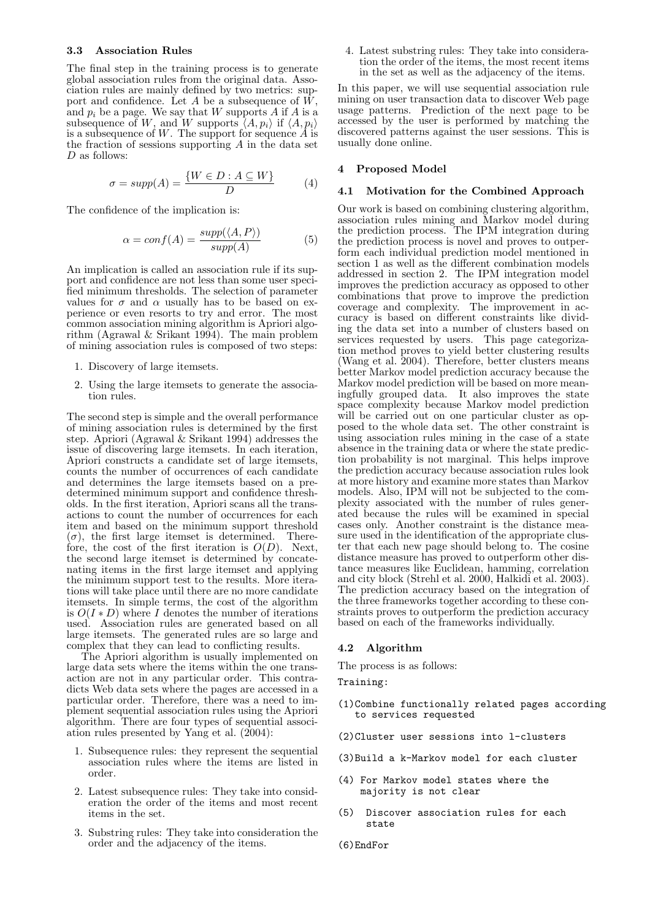### 3.3 Association Rules

The final step in the training process is to generate global association rules from the original data. Association rules are mainly defined by two metrics: support and confidence. Let $A$ be a subsequence of $W$, and $p_i$ be a page. We say that $W$ supports $A$ if $A$ is a subsequence of $W$, and $W$ supports $\langle A, p_i \rangle$ if $\langle A, p_i \rangle$ is a subsequence of $W$. The support for sequence $A$ is the fraction of sessions supporting $A$ in the data set $D$ as follows:

$$\sigma = supp(A) = \frac{\{W \in D : A \subseteq W\}}{D} \qquad (4)$$

The confidence of the implication is:

$$\alpha = conf(A) = \frac{supp(\langle A, P \rangle)}{supp(A)} \qquad (5)$$

An implication is called an association rule if its support and confidence are not less than some user specified minimum thresholds. The selection of parameter values for $\sigma$ and $\alpha$ usually has to be based on experience or even resorts to try and error. The most common association mining algorithm is Apriori algorithm (Agrawal & Srikant 1994). The main problem of mining association rules is composed of two steps:

1. Discovery of large itemsets.
2. Using the large itemsets to generate the association rules.

The second step is simple and the overall performance of mining association rules is determined by the first step. Apriori (Agrawal & Srikant 1994) addresses the issue of discovering large itemsets. In each iteration, Apriori constructs a candidate set of large itemsets, counts the number of occurrences of each candidate and determines the large itemsets based on a predetermined minimum support and confidence thresholds. In the first iteration, Apriori scans all the transactions to count the number of occurrences for each item and based on the minimum support threshold ($\sigma$), the first large itemset is determined. Therefore, the cost of the first iteration is $O(D)$. Next, the second large itemset is determined by concatenating items in the first large itemset and applying the minimum support test to the results. More iterations will take place until there are no more candidate itemsets. In simple terms, the cost of the algorithm is $O(I * D)$ where $I$ denotes the number of iterations used. Association rules are generated based on all large itemsets. The generated rules are so large and complex that they can lead to conflicting results.

The Apriori algorithm is usually implemented on large data sets where the items within the one transaction are not in any particular order. This contradicts Web data sets where the pages are accessed in a particular order. Therefore, there was a need to implement sequential association rules using the Apriori algorithm. There are four types of sequential association rules presented by Yang et al. (2004):

1. Subsequence rules: they represent the sequential association rules where the items are listed in order.
2. Latest subsequence rules: They take into consideration the order of the items and most recent items in the set.
3. Substring rules: They take into consideration the order and the adjacency of the items.
4. Latest substring rules: They take into consideration the order of the items, the most recent items in the set as well as the adjacency of the items.

In this paper, we will use sequential association rule mining on user transaction data to discover Web page usage patterns. Prediction of the next page to be accessed by the user is performed by matching the discovered patterns against the user sessions. This is usually done online.

## 4 Proposed Model

### 4.1 Motivation for the Combined Approach

Our work is based on combining clustering algorithm, association rules mining and Markov model during the prediction process. The IPM integration during the prediction process is novel and proves to outperform each individual prediction model mentioned in section 1 as well as the different combination models addressed in section 2. The IPM integration model improves the prediction accuracy as opposed to other combinations that prove to improve the prediction coverage and complexity. The improvement in accuracy is based on different constraints like dividing the data set into a number of clusters based on services requested by users. This page categorization method proves to yield better clustering results (Wang et al. 2004). Therefore, better clusters means better Markov model prediction accuracy because the Markov model prediction will be based on more meaningfully grouped data. It also improves the state space complexity because Markov model prediction will be carried out on one particular cluster as opposed to the whole data set. The other constraint is using association rules mining in the case of a state absence in the training data or where the state prediction probability is not marginal. This helps improve the prediction accuracy because association rules look at more history and examine more states than Markov models. Also, IPM will not be subjected to the complexity associated with the number of rules generated because the rules will be examined in special cases only. Another constraint is the distance measure used in the identification of the appropriate cluster that each new page should belong to. The cosine distance measure has proved to outperform other distance measures like Euclidean, hamming, correlation and city block (Strehl et al. 2000, Halkidi et al. 2003). The prediction accuracy based on the integration of the three frameworks together according to these constraints proves to outperform the prediction accuracy based on each of the frameworks individually.

### 4.2 Algorithm

The process is as follows:

```
Training:

(1)Combine functionally related pages according
   to services requested

(2)Cluster user sessions into l-clusters

(3)Build a k-Markov model for each cluster

(4) For Markov model states where the
    majority is not clear

(5)  Discover association rules for each
     state

(6)EndFor
```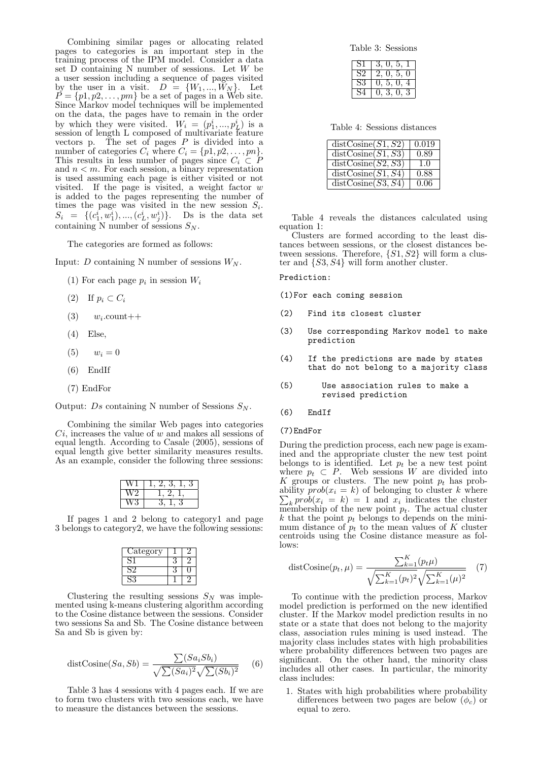Combining similar pages or allocating related pages to categories is an important step in the training process of the IPM model. Consider a data set D containing N number of sessions. Let $W$ be a user session including a sequence of pages visited by the user in a visit. $D = \{W_1, ..., W_N\}$. Let $P = \{p1, p2, \ldots, pm\}$ be a set of pages in a Web site. Since Markov model techniques will be implemented on the data, the pages have to remain in the order by which they were visited. $W_i = (p_1^i, ..., p_L^i)$ is a session of length L composed of multivariate feature vectors p. The set of pages $P$ is divided into a number of categories $C_i$ where $C_i = \{p1, p2, \ldots, pn\}$. This results in less number of pages since $C_i \subset P$ and $n < m$. For each session, a binary representation is used assuming each page is either visited or not visited. If the page is visited, a weight factor $w$ is added to the pages representing the number of times the page was visited in the new session $S_i$. $S_i = \{(c_1^i, w_1^i), ..., (c_L^i, w_j^i)\}$. Ds is the data set containing N number of sessions $S_N$.

The categories are formed as follows:

Input: $D$ containing N number of sessions $W_N$.

(1) For each page $p_i$ in session $W_i$

(2) If $p_i \subset C_i$

(3) $w_i$.count++

(4) Else,

(5) $w_i = 0$

(6) EndIf

(7) EndFor

Output: $Ds$ containing N number of Sessions $S_N$.

Combining the similar Web pages into categories $Ci$, increases the value of $w$ and makes all sessions of equal length. According to Casale (2005), sessions of equal length give better similarity measures results. As an example, consider the following three sessions:

| W1 | 1, 2, 3, 1, 3 |
|---|---|
| W2 | 1, 2, 1, |
| W3 | 3, 1, 3 |

If pages 1 and 2 belong to category1 and page 3 belongs to category2, we have the following sessions:

| Category | 1 | 2 |
|---|---|---|
| S1 | 3 | 2 |
| S2 | 3 | 0 |
| S3 | 1 | 2 |

Clustering the resulting sessions $S_N$ was implemented using k-means clustering algorithm according to the Cosine distance between the sessions. Consider two sessions Sa and Sb. The Cosine distance between Sa and Sb is given by:

$$\text{distCosine}(Sa, Sb) = \frac{\sum(Sa_i Sb_i)}{\sqrt{\sum(Sa_i)^2}\sqrt{\sum(Sb_i)^2}} \quad (6)$$

Table 3 has 4 sessions with 4 pages each. If we are to form two clusters with two sessions each, we have to measure the distances between the sessions.

Table 3: Sessions

| S1 | 3, 0, 5, 1 |
|---|---|
| S2 | 2, 0, 5, 0 |
| S3 | 0, 5, 0, 4 |
| S4 | 0, 3, 0, 3 |

Table 4: Sessions distances

| distCosine($S1, S2$) | 0.019 |
|---|---|
| distCosine($S1, S3$) | 0.89 |
| distCosine($S2, S3$) | 1.0 |
| distCosine($S1, S4$) | 0.88 |
| distCosine($S3, S4$) | 0.06 |

Table 4 reveals the distances calculated using equation 1:

Clusters are formed according to the least distances between sessions, or the closest distances between sessions. Therefore, $\{S1, S2\}$ will form a cluster and $\{S3, S4\}$ will form another cluster.

```
Prediction:

(1)For each coming session

(2)    Find its closest cluster

(3)    Use corresponding Markov model to make
       prediction

(4)    If the predictions are made by states
       that do not belong to a majority class

(5)       Use association rules to make a
          revised prediction

(6)    EndIf

(7)EndFor
```

During the prediction process, each new page is examined and the appropriate cluster the new test point belongs to is identified. Let $p_t$ be a new test point where $p_t \subset P$. Web sessions $W$ are divided into $K$ groups or clusters. The new point $p_t$ has probability $prob(x_i = k)$ of belonging to cluster $k$ where $\sum_k prob(x_i = k) = 1$ and $x_i$ indicates the cluster membership of the new point $p_t$. The actual cluster $k$ that the point $p_t$ belongs to depends on the minimum distance of $p_t$ to the mean values of $K$ cluster centroids using the Cosine distance measure as follows:

$$\text{distCosine}(p_t, \mu) = \frac{\sum_{k=1}^{K}(p_t \mu)}{\sqrt{\sum_{k=1}^{K}(p_t)^2}\sqrt{\sum_{k=1}^{K}(\mu)^2}} \quad (7)$$

To continue with the prediction process, Markov model prediction is performed on the new identified cluster. If the Markov model prediction results in no state or a state that does not belong to the majority class, association rules mining is used instead. The majority class includes states with high probabilities where probability differences between two pages are significant. On the other hand, the minority class includes all other cases. In particular, the minority class includes:

1. States with high probabilities where probability differences between two pages are below ($\phi_c$) or equal to zero.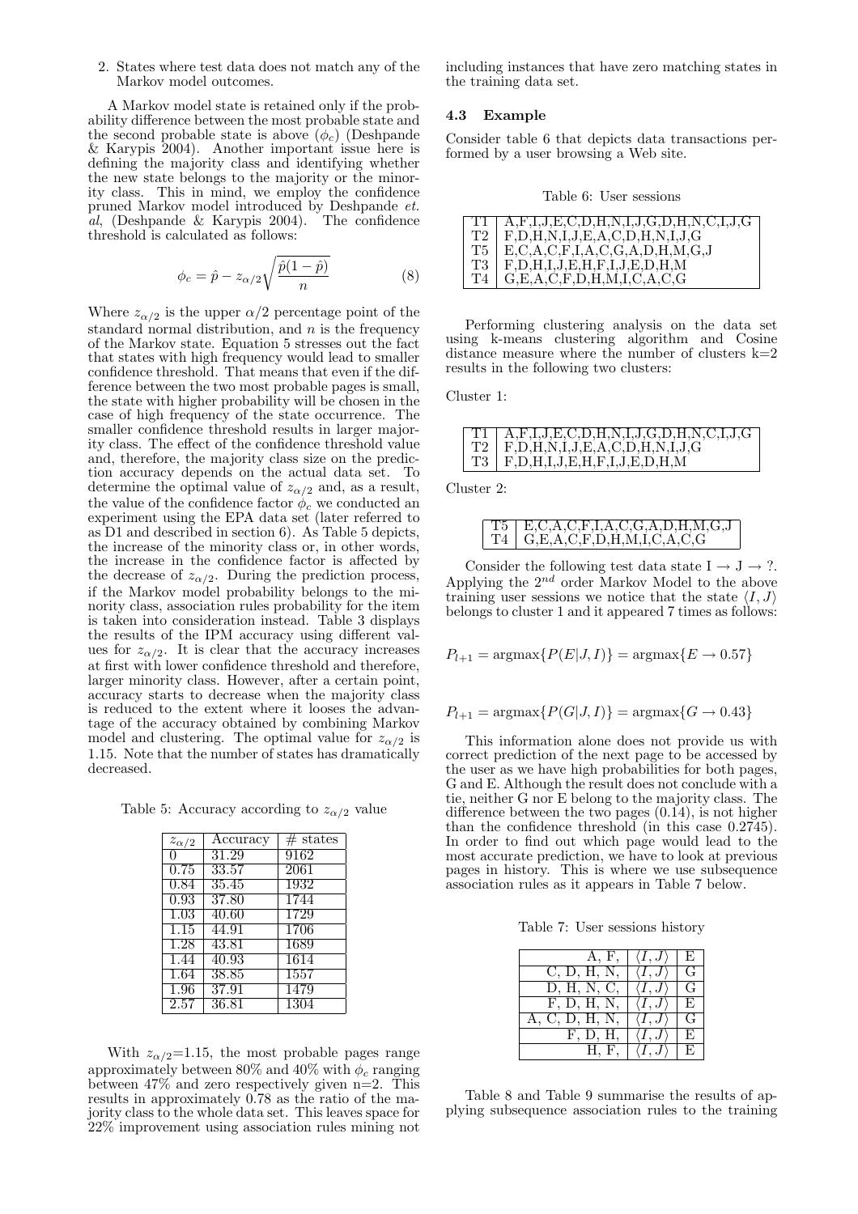2. States where test data does not match any of the Markov model outcomes.

A Markov model state is retained only if the probability difference between the most probable state and the second probable state is above ($\phi_c$) (Deshpande & Karypis 2004). Another important issue here is defining the majority class and identifying whether the new state belongs to the majority or the minority class. This in mind, we employ the confidence pruned Markov model introduced by Deshpande *et. al*, (Deshpande & Karypis 2004). The confidence threshold is calculated as follows:

$$\phi_c = \hat{p} - z_{\alpha/2}\sqrt{\frac{\hat{p}(1-\hat{p})}{n}} \tag{8}$$

Where $z_{\alpha/2}$ is the upper $\alpha/2$ percentage point of the standard normal distribution, and $n$ is the frequency of the Markov state. Equation 5 stresses out the fact that states with high frequency would lead to smaller confidence threshold. That means that even if the difference between the two most probable pages is small, the state with higher probability will be chosen in the case of high frequency of the state occurrence. The smaller confidence threshold results in larger majority class. The effect of the confidence threshold value and, therefore, the majority class size on the prediction accuracy depends on the actual data set. To determine the optimal value of $z_{\alpha/2}$ and, as a result, the value of the confidence factor $\phi_c$ we conducted an experiment using the EPA data set (later referred to as D1 and described in section 6). As Table 5 depicts, the increase of the minority class or, in other words, the increase in the confidence factor is affected by the decrease of $z_{\alpha/2}$. During the prediction process, if the Markov model probability belongs to the minority class, association rules probability for the item is taken into consideration instead. Table 3 displays the results of the IPM accuracy using different values for $z_{\alpha/2}$. It is clear that the accuracy increases at first with lower confidence threshold and therefore, larger minority class. However, after a certain point, accuracy starts to decrease when the majority class is reduced to the extent where it looses the advantage of the accuracy obtained by combining Markov model and clustering. The optimal value for $z_{\alpha/2}$ is 1.15. Note that the number of states has dramatically decreased.

Table 5: Accuracy according to $z_{\alpha/2}$ value

| $z_{\alpha/2}$ | Accuracy | # states |
|---|---|---|
| 0 | 31.29 | 9162 |
| 0.75 | 33.57 | 2061 |
| 0.84 | 35.45 | 1932 |
| 0.93 | 37.80 | 1744 |
| 1.03 | 40.60 | 1729 |
| 1.15 | 44.91 | 1706 |
| 1.28 | 43.81 | 1689 |
| 1.44 | 40.93 | 1614 |
| 1.64 | 38.85 | 1557 |
| 1.96 | 37.91 | 1479 |
| 2.57 | 36.81 | 1304 |

With $z_{\alpha/2}$=1.15, the most probable pages range approximately between 80% and 40% with $\phi_c$ ranging between 47% and zero respectively given n=2. This results in approximately 0.78 as the ratio of the majority class to the whole data set. This leaves space for 22% improvement using association rules mining not including instances that have zero matching states in the training data set.

### 4.3 Example

Consider table 6 that depicts data transactions performed by a user browsing a Web site.

Table 6: User sessions

| | |
|---|---|
| T1 | A,F,I,J,E,C,D,H,N,I,J,G,D,H,N,C,I,J,G |
| T2 | F,D,H,N,I,J,E,A,C,D,H,N,I,J,G |
| T5 | E,C,A,C,F,I,A,C,G,A,D,H,M,G,J |
| T3 | F,D,H,I,J,E,H,F,I,J,E,D,H,M |
| T4 | G,E,A,C,F,D,H,M,I,C,A,C,G |

Performing clustering analysis on the data set using k-means clustering algorithm and Cosine distance measure where the number of clusters k=2 results in the following two clusters:

Cluster 1:

| | |
|---|---|
| T1 | A,F,I,J,E,C,D,H,N,I,J,G,D,H,N,C,I,J,G |
| T2 | F,D,H,N,I,J,E,A,C,D,H,N,I,J,G |
| T3 | F,D,H,I,J,E,H,F,I,J,E,D,H,M |

Cluster 2:

| | |
|---|---|
| T5 | E,C,A,C,F,I,A,C,G,A,D,H,M,G,J |
| T4 | G,E,A,C,F,D,H,M,I,C,A,C,G |

Consider the following test data state I → J → ?. Applying the $2^{nd}$ order Markov Model to the above training user sessions we notice that the state $\langle I, J\rangle$ belongs to cluster 1 and it appeared 7 times as follows:

$$P_{l+1} = \text{argmax}\{P(E|J,I)\} = \text{argmax}\{E \rightarrow 0.57\}$$

$$P_{l+1} = \text{argmax}\{P(G|J,I)\} = \text{argmax}\{G \rightarrow 0.43\}$$

This information alone does not provide us with correct prediction of the next page to be accessed by the user as we have high probabilities for both pages, G and E. Although the result does not conclude with a tie, neither G nor E belong to the majority class. The difference between the two pages (0.14), is not higher than the confidence threshold (in this case 0.2745). In order to find out which page would lead to the most accurate prediction, we have to look at previous pages in history. This is where we use subsequence association rules as it appears in Table 7 below.

Table 7: User sessions history

| | | |
|---|---|---|
| A, F, | $\langle I, J\rangle$ | E |
| C, D, H, N, | $\langle I, J\rangle$ | G |
| D, H, N, C, | $\langle I, J\rangle$ | G |
| F, D, H, N, | $\langle I, J\rangle$ | E |
| A, C, D, H, N, | $\langle I, J\rangle$ | G |
| F, D, H, | $\langle I, J\rangle$ | E |
| H, F, | $\langle I, J\rangle$ | E |

Table 8 and Table 9 summarise the results of applying subsequence association rules to the training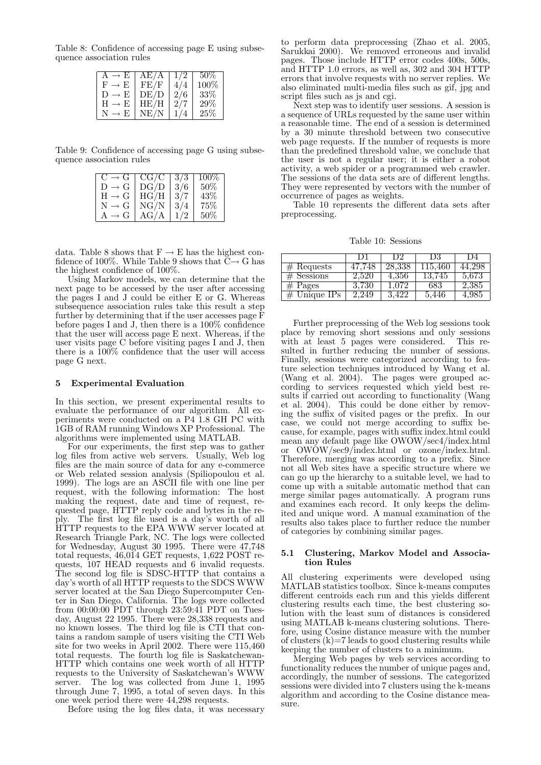Table 8: Confidence of accessing page E using subsequence association rules

| | | | |
|---|---|---|---|
| A → E | AE/A | 1/2 | 50% |
| F → E | FE/F | 4/4 | 100% |
| D → E | DE/D | 2/6 | 33% |
| H → E | HE/H | 2/7 | 29% |
| N → E | NE/N | 1/4 | 25% |

Table 9: Confidence of accessing page G using subsequence association rules

| | | | |
|---|---|---|---|
| C → G | CG/C | 3/3 | 100% |
| D → G | DG/D | 3/6 | 50% |
| H → G | HG/H | 3/7 | 43% |
| N → G | NG/N | 3/4 | 75% |
| A → G | AG/A | 1/2 | 50% |

data. Table 8 shows that F → E has the highest confidence of 100%. While Table 9 shows that C→ G has the highest confidence of 100%.

Using Markov models, we can determine that the next page to be accessed by the user after accessing the pages I and J could be either E or G. Whereas subsequence association rules take this result a step further by determining that if the user accesses page F before pages I and J, then there is a 100% confidence that the user will access page E next. Whereas, if the user visits page C before visiting pages I and J, then there is a 100% confidence that the user will access page G next.

## 5 Experimental Evaluation

In this section, we present experimental results to evaluate the performance of our algorithm. All experiments were conducted on a P4 1.8 GH PC with 1GB of RAM running Windows XP Professional. The algorithms were implemented using MATLAB.

For our experiments, the first step was to gather log files from active web servers. Usually, Web log files are the main source of data for any e-commerce or Web related session analysis (Spiliopoulou et al. 1999). The logs are an ASCII file with one line per request, with the following information: The host making the request, date and time of request, requested page, HTTP reply code and bytes in the reply. The first log file used is a day's worth of all HTTP requests to the EPA WWW server located at Research Triangle Park, NC. The logs were collected for Wednesday, August 30 1995. There were 47,748 total requests, 46,014 GET requests, 1,622 POST requests, 107 HEAD requests and 6 invalid requests. The second log file is SDSC-HTTP that contains a day's worth of all HTTP requests to the SDCS WWW server located at the San Diego Supercomputer Center in San Diego, California. The logs were collected from 00:00:00 PDT through 23:59:41 PDT on Tuesday, August 22 1995. There were 28,338 requests and no known losses. The third log file is CTI that contains a random sample of users visiting the CTI Web site for two weeks in April 2002. There were 115,460 total requests. The fourth log file is Saskatchewan-HTTP which contains one week worth of all HTTP requests to the University of Saskatchewan's WWW server. The log was collected from June 1, 1995 through June 7, 1995, a total of seven days. In this one week period there were 44,298 requests.

Before using the log files data, it was necessary to perform data preprocessing (Zhao et al. 2005, Sarukkai 2000). We removed erroneous and invalid pages. Those include HTTP error codes 400s, 500s, and HTTP 1.0 errors, as well as, 302 and 304 HTTP errors that involve requests with no server replies. We also eliminated multi-media files such as gif, jpg and script files such as js and cgi.

Next step was to identify user sessions. A session is a sequence of URLs requested by the same user within a reasonable time. The end of a session is determined by a 30 minute threshold between two consecutive web page requests. If the number of requests is more than the predefined threshold value, we conclude that the user is not a regular user; it is either a robot activity, a web spider or a programmed web crawler. The sessions of the data sets are of different lengths. They were represented by vectors with the number of occurrence of pages as weights.

Table 10 represents the different data sets after preprocessing.

Table 10: Sessions

| | D1 | D2 | D3 | D4 |
|---|---|---|---|---|
| # Requests | 47,748 | 28,338 | 115,460 | 44,298 |
| # Sessions | 2,520 | 4,356 | 13,745 | 5,673 |
| # Pages | 3,730 | 1,072 | 683 | 2,385 |
| # Unique IPs | 2,249 | 3,422 | 5,446 | 4,985 |

Further preprocessing of the Web log sessions took place by removing short sessions and only sessions with at least 5 pages were considered. This resulted in further reducing the number of sessions. Finally, sessions were categorized according to feature selection techniques introduced by Wang et al. (Wang et al. 2004). The pages were grouped according to services requested which yield best results if carried out according to functionality (Wang et al. 2004). This could be done either by removing the suffix of visited pages or the prefix. In our case, we could not merge according to suffix because, for example, pages with suffix index.html could mean any default page like OWOW/sec4/index.html or OWOW/sec9/index.html or ozone/index.html. Therefore, merging was according to a prefix. Since not all Web sites have a specific structure where we can go up the hierarchy to a suitable level, we had to come up with a suitable automatic method that can merge similar pages automatically. A program runs and examines each record. It only keeps the delimited and unique word. A manual examination of the results also takes place to further reduce the number of categories by combining similar pages.

### 5.1 Clustering, Markov Model and Association Rules

All clustering experiments were developed using MATLAB statistics toolbox. Since k-means computes different centroids each run and this yields different clustering results each time, the best clustering solution with the least sum of distances is considered using MATLAB k-means clustering solutions. Therefore, using Cosine distance measure with the number of clusters (k)=7 leads to good clustering results while keeping the number of clusters to a minimum.

Merging Web pages by web services according to functionality reduces the number of unique pages and, accordingly, the number of sessions. The categorized sessions were divided into 7 clusters using the k-means algorithm and according to the Cosine distance measure.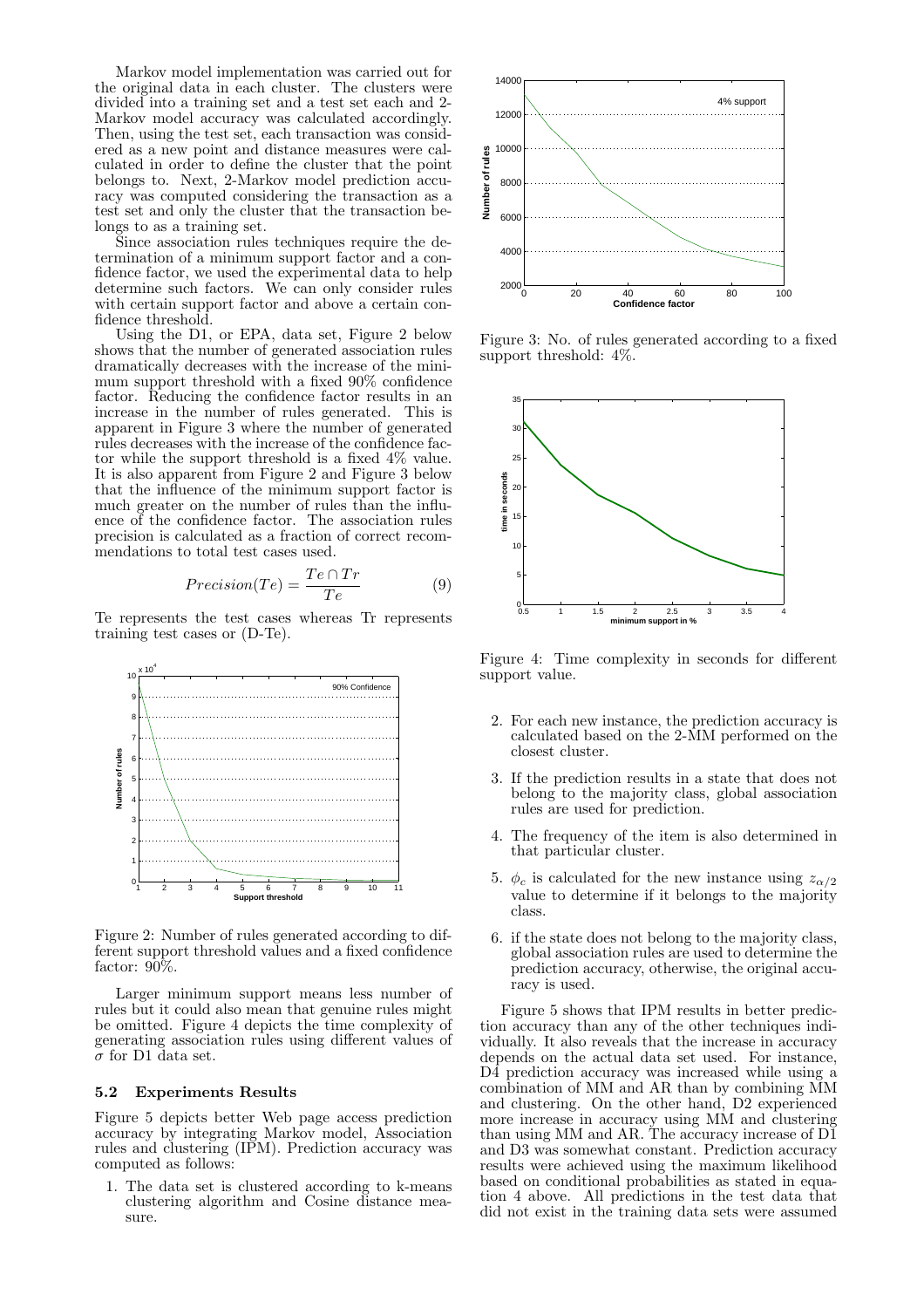Markov model implementation was carried out for the original data in each cluster. The clusters were divided into a training set and a test set each and 2-Markov model accuracy was calculated accordingly. Then, using the test set, each transaction was considered as a new point and distance measures were calculated in order to define the cluster that the point belongs to. Next, 2-Markov model prediction accuracy was computed considering the transaction as a test set and only the cluster that the transaction belongs to as a training set.

Since association rules techniques require the determination of a minimum support factor and a confidence factor, we used the experimental data to help determine such factors. We can only consider rules with certain support factor and above a certain confidence threshold.

Using the D1, or EPA, data set, Figure 2 below shows that the number of generated association rules dramatically decreases with the increase of the minimum support threshold with a fixed 90% confidence factor. Reducing the confidence factor results in an increase in the number of rules generated. This is apparent in Figure 3 where the number of generated rules decreases with the increase of the confidence factor while the support threshold is a fixed 4% value. It is also apparent from Figure 2 and Figure 3 below that the influence of the minimum support factor is much greater on the number of rules than the influence of the confidence factor. The association rules precision is calculated as a fraction of correct recommendations to total test cases used.

$$Precision(Te) = \frac{Te \cap Tr}{Te} \quad (9)$$

Te represents the test cases whereas Tr represents training test cases or (D-Te).

Figure 2: Number of rules generated according to different support threshold values and a fixed confidence factor: 90%.

Larger minimum support means less number of rules but it could also mean that genuine rules might be omitted. Figure 4 depicts the time complexity of generating association rules using different values of $\sigma$ for D1 data set.

### 5.2 Experiments Results

Figure 5 depicts better Web page access prediction accuracy by integrating Markov model, Association rules and clustering (IPM). Prediction accuracy was computed as follows:

1. The data set is clustered according to k-means clustering algorithm and Cosine distance measure.

Figure 3: No. of rules generated according to a fixed support threshold: 4%.

Figure 4: Time complexity in seconds for different support value.

2. For each new instance, the prediction accuracy is calculated based on the 2-MM performed on the closest cluster.
3. If the prediction results in a state that does not belong to the majority class, global association rules are used for prediction.
4. The frequency of the item is also determined in that particular cluster.
5. $\phi_c$ is calculated for the new instance using $z_{\alpha/2}$ value to determine if it belongs to the majority class.
6. if the state does not belong to the majority class, global association rules are used to determine the prediction accuracy, otherwise, the original accuracy is used.

Figure 5 shows that IPM results in better prediction accuracy than any of the other techniques individually. It also reveals that the increase in accuracy depends on the actual data set used. For instance, D4 prediction accuracy was increased while using a combination of MM and AR than by combining MM and clustering. On the other hand, D2 experienced more increase in accuracy using MM and clustering than using MM and AR. The accuracy increase of D1 and D3 was somewhat constant. Prediction accuracy results were achieved using the maximum likelihood based on conditional probabilities as stated in equation 4 above. All predictions in the test data that did not exist in the training data sets were assumed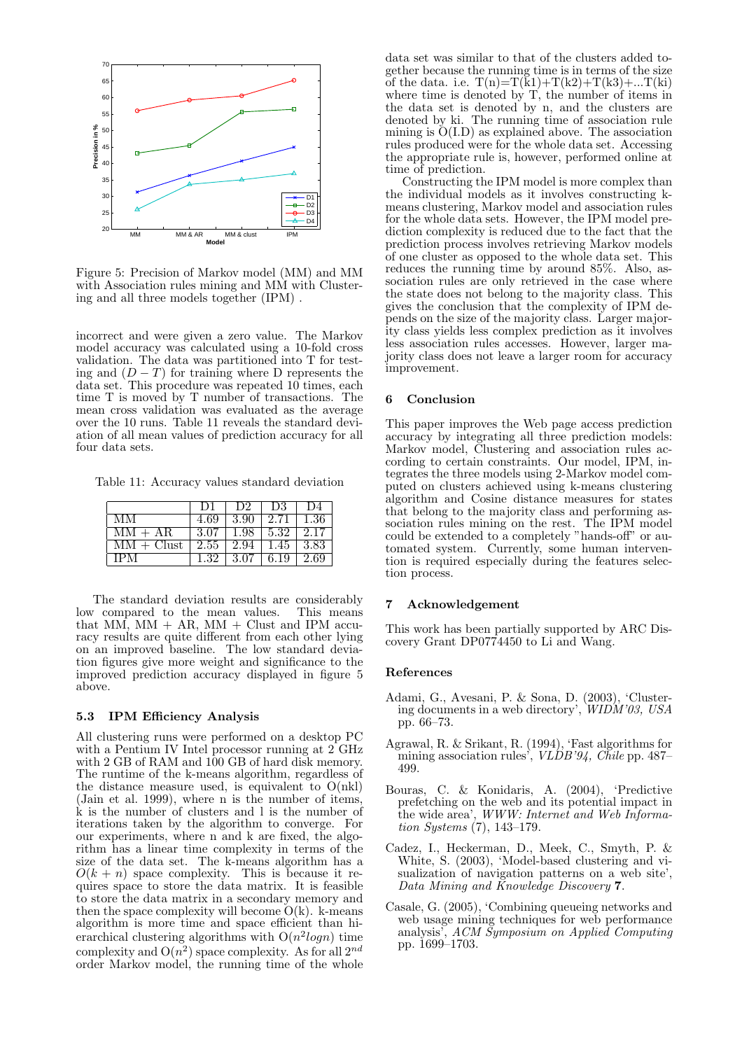Figure 5: Precision of Markov model (MM) and MM with Association rules mining and MM with Clustering and all three models together (IPM) .

incorrect and were given a zero value. The Markov model accuracy was calculated using a 10-fold cross validation. The data was partitioned into T for testing and $(D - T)$ for training where D represents the data set. This procedure was repeated 10 times, each time T is moved by T number of transactions. The mean cross validation was evaluated as the average over the 10 runs. Table 11 reveals the standard deviation of all mean values of prediction accuracy for all four data sets.

Table 11: Accuracy values standard deviation

| | D1 | D2 | D3 | D4 |
|---|---|---|---|---|
| MM | 4.69 | 3.90 | 2.71 | 1.36 |
| MM + AR | 3.07 | 1.98 | 5.32 | 2.17 |
| MM + Clust | 2.55 | 2.94 | 1.45 | 3.83 |
| IPM | 1.32 | 3.07 | 6.19 | 2.69 |

The standard deviation results are considerably low compared to the mean values. This means that MM, MM + AR, MM + Clust and IPM accuracy results are quite different from each other lying on an improved baseline. The low standard deviation figures give more weight and significance to the improved prediction accuracy displayed in figure 5 above.

### 5.3 IPM Efficiency Analysis

All clustering runs were performed on a desktop PC with a Pentium IV Intel processor running at 2 GHz with 2 GB of RAM and 100 GB of hard disk memory. The runtime of the k-means algorithm, regardless of the distance measure used, is equivalent to O(nkl) (Jain et al. 1999), where n is the number of items, k is the number of clusters and l is the number of iterations taken by the algorithm to converge. For our experiments, where n and k are fixed, the algorithm has a linear time complexity in terms of the size of the data set. The k-means algorithm has a $O(k + n)$ space complexity. This is because it requires space to store the data matrix. It is feasible to store the data matrix in a secondary memory and then the space complexity will become O(k). k-means algorithm is more time and space efficient than hierarchical clustering algorithms with $O(n^2 logn)$ time complexity and $O(n^2)$ space complexity. As for all $2^{nd}$ order Markov model, the running time of the whole data set was similar to that of the clusters added together because the running time is in terms of the size of the data. i.e. T(n)=T(k1)+T(k2)+T(k3)+...T(ki) where time is denoted by T, the number of items in the data set is denoted by n, and the clusters are denoted by ki. The running time of association rule mining is O(I.D) as explained above. The association rules produced were for the whole data set. Accessing the appropriate rule is, however, performed online at time of prediction.

Constructing the IPM model is more complex than the individual models as it involves constructing k-means clustering, Markov model and association rules for the whole data set. However, the IPM model prediction complexity is reduced due to the fact that the prediction process involves retrieving Markov models of one cluster as opposed to the whole data set. This reduces the running time by around 85%. Also, association rules are only retrieved in the case where the state does not belong to the majority class. This gives the conclusion that the complexity of IPM depends on the size of the majority class. Larger majority class yields less complex prediction as it involves less association rules accesses. However, larger majority class does not leave a larger room for accuracy improvement.

## 6 Conclusion

This paper improves the Web page access prediction accuracy by integrating all three prediction models: Markov model, Clustering and association rules according to certain constraints. Our model, IPM, integrates the three models using 2-Markov model computed on clusters achieved using k-means clustering algorithm and Cosine distance measures for states that belong to the majority class and performing association rules mining on the rest. The IPM model could be extended to a completely "hands-off" or automated system. Currently, some human intervention is required especially during the features selection process.

## 7 Acknowledgement

This work has been partially supported by ARC Discovery Grant DP0774450 to Li and Wang.

## References

Adami, G., Avesani, P. & Sona, D. (2003), 'Clustering documents in a web directory', *WIDM'03, USA* pp. 66–73.

Agrawal, R. & Srikant, R. (1994), 'Fast algorithms for mining association rules', *VLDB'94, Chile* pp. 487–499.

Bouras, C. & Konidaris, A. (2004), 'Predictive prefetching on the web and its potential impact in the wide area', *WWW: Internet and Web Information Systems* (7), 143–179.

Cadez, I., Heckerman, D., Meek, C., Smyth, P. & White, S. (2003), 'Model-based clustering and visualization of navigation patterns on a web site', *Data Mining and Knowledge Discovery* **7**.

Casale, G. (2005), 'Combining queueing networks and web usage mining techniques for web performance analysis', *ACM Symposium on Applied Computing* pp. 1699–1703.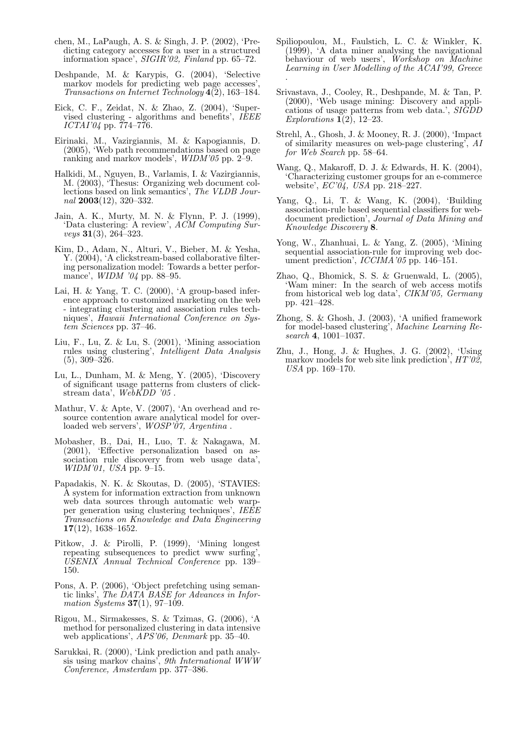chen, M., LaPaugh, A. S. & Singh, J. P. (2002), 'Predicting category accesses for a user in a structured information space', *SIGIR'02, Finland* pp. 65–72.

Deshpande, M. & Karypis, G. (2004), 'Selective markov models for predicting web page accesses', *Transactions on Internet Technology* **4**(2), 163–184.

Eick, C. F., Zeidat, N. & Zhao, Z. (2004), 'Supervised clustering - algorithms and benefits', *IEEE ICTAI'04* pp. 774–776.

Eirinaki, M., Vazirgiannis, M. & Kapogiannis, D. (2005), 'Web path recommendations based on page ranking and markov models', *WIDM'05* pp. 2–9.

Halkidi, M., Nguyen, B., Varlamis, I. & Vazirgiannis, M. (2003), 'Thesus: Organizing web document collections based on link semantics', *The VLDB Journal* **2003**(12), 320–332.

Jain, A. K., Murty, M. N. & Flynn, P. J. (1999), 'Data clustering: A review', *ACM Computing Surveys* **31**(3), 264–323.

Kim, D., Adam, N., Alturi, V., Bieber, M. & Yesha, Y. (2004), 'A clickstream-based collaborative filtering personalization model: Towards a better performance', *WIDM '04* pp. 88–95.

Lai, H. & Yang, T. C. (2000), 'A group-based inference approach to customized marketing on the web - integrating clustering and association rules techniques', *Hawaii International Conference on System Sciences* pp. 37–46.

Liu, F., Lu, Z. & Lu, S. (2001), 'Mining association rules using clustering', *Intelligent Data Analysis* (5), 309–326.

Lu, L., Dunham, M. & Meng, Y. (2005), 'Discovery of significant usage patterns from clusters of clickstream data', *WebKDD '05* .

Mathur, V. & Apte, V. (2007), 'An overhead and resource contention aware analytical model for overloaded web servers', *WOSP'07, Argentina* .

Mobasher, B., Dai, H., Luo, T. & Nakagawa, M. (2001), 'Effective personalization based on association rule discovery from web usage data', *WIDM'01, USA* pp. 9–15.

Papadakis, N. K. & Skoutas, D. (2005), 'STAVIES: A system for information extraction from unknown web data sources through automatic web warpper generation using clustering techniques', *IEEE Transactions on Knowledge and Data Engineering* **17**(12), 1638–1652.

Pitkow, J. & Pirolli, P. (1999), 'Mining longest repeating subsequences to predict www surfing', *USENIX Annual Technical Conference* pp. 139–150.

Pons, A. P. (2006), 'Object prefetching using semantic links', *The DATA BASE for Advances in Information Systems* **37**(1), 97–109.

Rigou, M., Sirmakesses, S. & Tzimas, G. (2006), 'A method for personalized clustering in data intensive web applications', *APS'06, Denmark* pp. 35–40.

Sarukkai, R. (2000), 'Link prediction and path analysis using markov chains', *9th International WWW Conference, Amsterdam* pp. 377–386.

Spiliopoulou, M., Faulstich, L. C. & Winkler, K. (1999), 'A data miner analysing the navigational behaviour of web users', *Workshop on Machine Learning in User Modelling of the ACAI'99, Greece* .

Srivastava, J., Cooley, R., Deshpande, M. & Tan, P. (2000), 'Web usage mining: Discovery and applications of usage patterns from web data.', *SIGDD Explorations* **1**(2), 12–23.

Strehl, A., Ghosh, J. & Mooney, R. J. (2000), 'Impact of similarity measures on web-page clustering', *AI for Web Search* pp. 58–64.

Wang, Q., Makaroff, D. J. & Edwards, H. K. (2004), 'Characterizing customer groups for an e-commerce website', *EC'04, USA* pp. 218–227.

Yang, Q., Li, T. & Wang, K. (2004), 'Building association-rule based sequential classifiers for web-document prediction', *Journal of Data Mining and Knowledge Discovery* **8**.

Yong, W., Zhanhuai, L. & Yang, Z. (2005), 'Mining sequential association-rule for improving web document prediction', *ICCIMA'05* pp. 146–151.

Zhao, Q., Bhomick, S. S. & Gruenwald, L. (2005), 'Wam miner: In the search of web access motifs from historical web log data', *CIKM'05, Germany* pp. 421–428.

Zhong, S. & Ghosh, J. (2003), 'A unified framework for model-based clustering', *Machine Learning Research* **4**, 1001–1037.

Zhu, J., Hong, J. & Hughes, J. G. (2002), 'Using markov models for web site link prediction', *HT'02, USA* pp. 169–170.